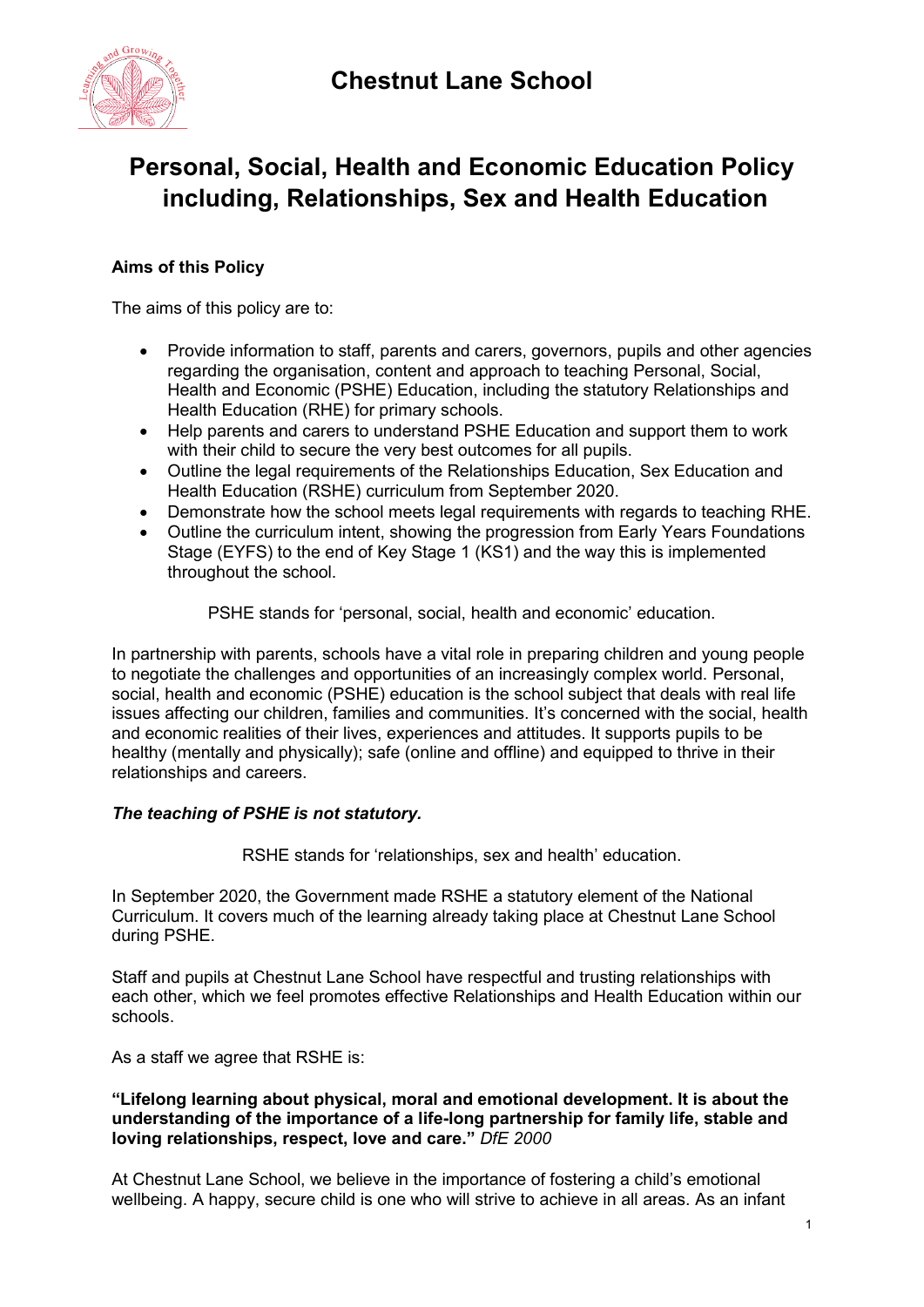# Chestnut Lane School

# Personal, Social, Health and Economic Education Policy including, Relationships, Sex and Health Education

**Aims of this Policy**

The aims of this policy are to:

- Provide information to staff, parents and carers, governors, pupils and other agencies regarding the organisation, content and approach to teaching Personal, Social, Health and Economic (PSHE) Education, including the statutory Relationships and Health Education (RHE) for primary schools.
- Help parents and carers to understand PSHE Education and support them to work with their child to secure the very best outcomes for all pupils.
- Outline the legal requirements of the Relationships Education, Sex Education and Health Education (RSHE) curriculum from September 2020.
- Demonstrate how the school meets legal requirements with regards to teaching RHE.
- Outline the curriculum intent, showing the progression from Early Years Foundations Stage (EYFS) to the end of Key Stage 1 (KS1) and the way this is implemented throughout the school.

PSHE stands for 'personal, social, health and economic' education.

In partnership with parents, schools have a vital role in preparing children and young people to negotiate the challenges and opportunities of an increasingly complex world. Personal, social, health and economic (PSHE) education is the school subject that deals with real life issues affecting our children, families and communities. It's concerned with the social, health and economic realities of their lives, experiences and attitudes. It supports pupils to be healthy (mentally and physically); safe (online and offline) and equipped to thrive in their relationships and careers.

***The teaching of PSHE is not statutory.***

RSHE stands for 'relationships, sex and health' education.

In September 2020, the Government made RSHE a statutory element of the National Curriculum. It covers much of the learning already taking place at Chestnut Lane School during PSHE.

Staff and pupils at Chestnut Lane School have respectful and trusting relationships with each other, which we feel promotes effective Relationships and Health Education within our schools.

As a staff we agree that RSHE is:

**"Lifelong learning about physical, moral and emotional development. It is about the understanding of the importance of a life-long partnership for family life, stable and loving relationships, respect, love and care."** *DfE 2000*

At Chestnut Lane School, we believe in the importance of fostering a child's emotional wellbeing. A happy, secure child is one who will strive to achieve in all areas. As an infant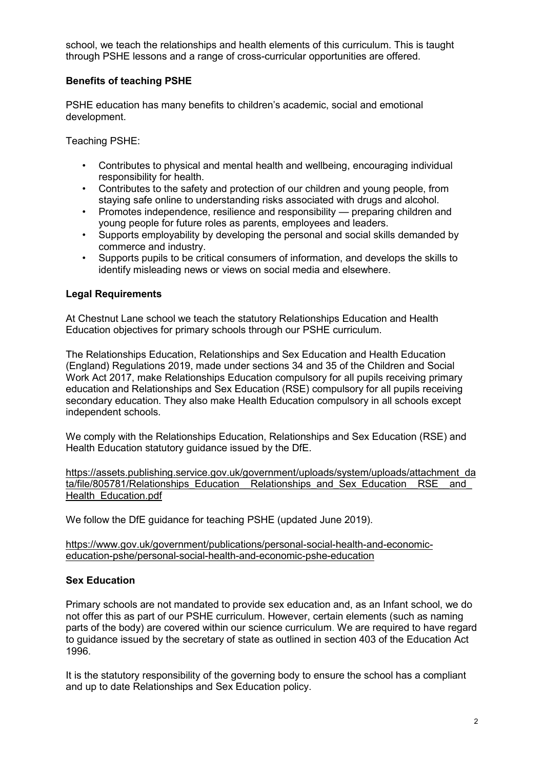school, we teach the relationships and health elements of this curriculum. This is taught through PSHE lessons and a range of cross-curricular opportunities are offered.

**Benefits of teaching PSHE**

PSHE education has many benefits to children's academic, social and emotional development.

Teaching PSHE:

- Contributes to physical and mental health and wellbeing, encouraging individual responsibility for health.
- Contributes to the safety and protection of our children and young people, from staying safe online to understanding risks associated with drugs and alcohol.
- Promotes independence, resilience and responsibility — preparing children and young people for future roles as parents, employees and leaders.
- Supports employability by developing the personal and social skills demanded by commerce and industry.
- Supports pupils to be critical consumers of information, and develops the skills to identify misleading news or views on social media and elsewhere.

**Legal Requirements**

At Chestnut Lane school we teach the statutory Relationships Education and Health Education objectives for primary schools through our PSHE curriculum.

The Relationships Education, Relationships and Sex Education and Health Education (England) Regulations 2019, made under sections 34 and 35 of the Children and Social Work Act 2017, make Relationships Education compulsory for all pupils receiving primary education and Relationships and Sex Education (RSE) compulsory for all pupils receiving secondary education. They also make Health Education compulsory in all schools except independent schools.

We comply with the Relationships Education, Relationships and Sex Education (RSE) and Health Education statutory guidance issued by the DfE.

https://assets.publishing.service.gov.uk/government/uploads/system/uploads/attachment_data/file/805781/Relationships_Education__Relationships_and_Sex_Education__RSE__and_Health_Education.pdf

We follow the DfE guidance for teaching PSHE (updated June 2019).

https://www.gov.uk/government/publications/personal-social-health-and-economic-education-pshe/personal-social-health-and-economic-pshe-education

**Sex Education**

Primary schools are not mandated to provide sex education and, as an Infant school, we do not offer this as part of our PSHE curriculum. However, certain elements (such as naming parts of the body) are covered within our science curriculum. We are required to have regard to guidance issued by the secretary of state as outlined in section 403 of the Education Act 1996.

It is the statutory responsibility of the governing body to ensure the school has a compliant and up to date Relationships and Sex Education policy.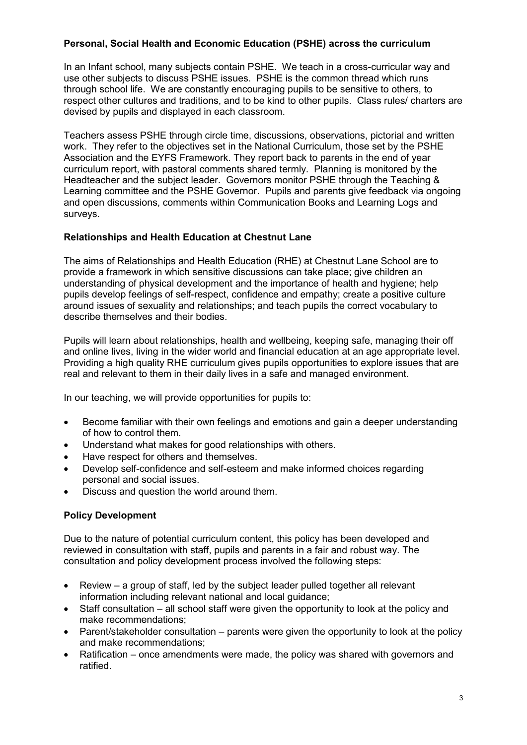**Personal, Social Health and Economic Education (PSHE) across the curriculum**

In an Infant school, many subjects contain PSHE. We teach in a cross-curricular way and use other subjects to discuss PSHE issues. PSHE is the common thread which runs through school life. We are constantly encouraging pupils to be sensitive to others, to respect other cultures and traditions, and to be kind to other pupils. Class rules/ charters are devised by pupils and displayed in each classroom.

Teachers assess PSHE through circle time, discussions, observations, pictorial and written work. They refer to the objectives set in the National Curriculum, those set by the PSHE Association and the EYFS Framework. They report back to parents in the end of year curriculum report, with pastoral comments shared termly. Planning is monitored by the Headteacher and the subject leader. Governors monitor PSHE through the Teaching & Learning committee and the PSHE Governor. Pupils and parents give feedback via ongoing and open discussions, comments within Communication Books and Learning Logs and surveys.

**Relationships and Health Education at Chestnut Lane**

The aims of Relationships and Health Education (RHE) at Chestnut Lane School are to provide a framework in which sensitive discussions can take place; give children an understanding of physical development and the importance of health and hygiene; help pupils develop feelings of self-respect, confidence and empathy; create a positive culture around issues of sexuality and relationships; and teach pupils the correct vocabulary to describe themselves and their bodies.

Pupils will learn about relationships, health and wellbeing, keeping safe, managing their off and online lives, living in the wider world and financial education at an age appropriate level. Providing a high quality RHE curriculum gives pupils opportunities to explore issues that are real and relevant to them in their daily lives in a safe and managed environment.

In our teaching, we will provide opportunities for pupils to:

- Become familiar with their own feelings and emotions and gain a deeper understanding of how to control them.
- Understand what makes for good relationships with others.
- Have respect for others and themselves.
- Develop self-confidence and self-esteem and make informed choices regarding personal and social issues.
- Discuss and question the world around them.

**Policy Development**

Due to the nature of potential curriculum content, this policy has been developed and reviewed in consultation with staff, pupils and parents in a fair and robust way. The consultation and policy development process involved the following steps:

- Review – a group of staff, led by the subject leader pulled together all relevant information including relevant national and local guidance;
- Staff consultation – all school staff were given the opportunity to look at the policy and make recommendations;
- Parent/stakeholder consultation – parents were given the opportunity to look at the policy and make recommendations;
- Ratification – once amendments were made, the policy was shared with governors and ratified.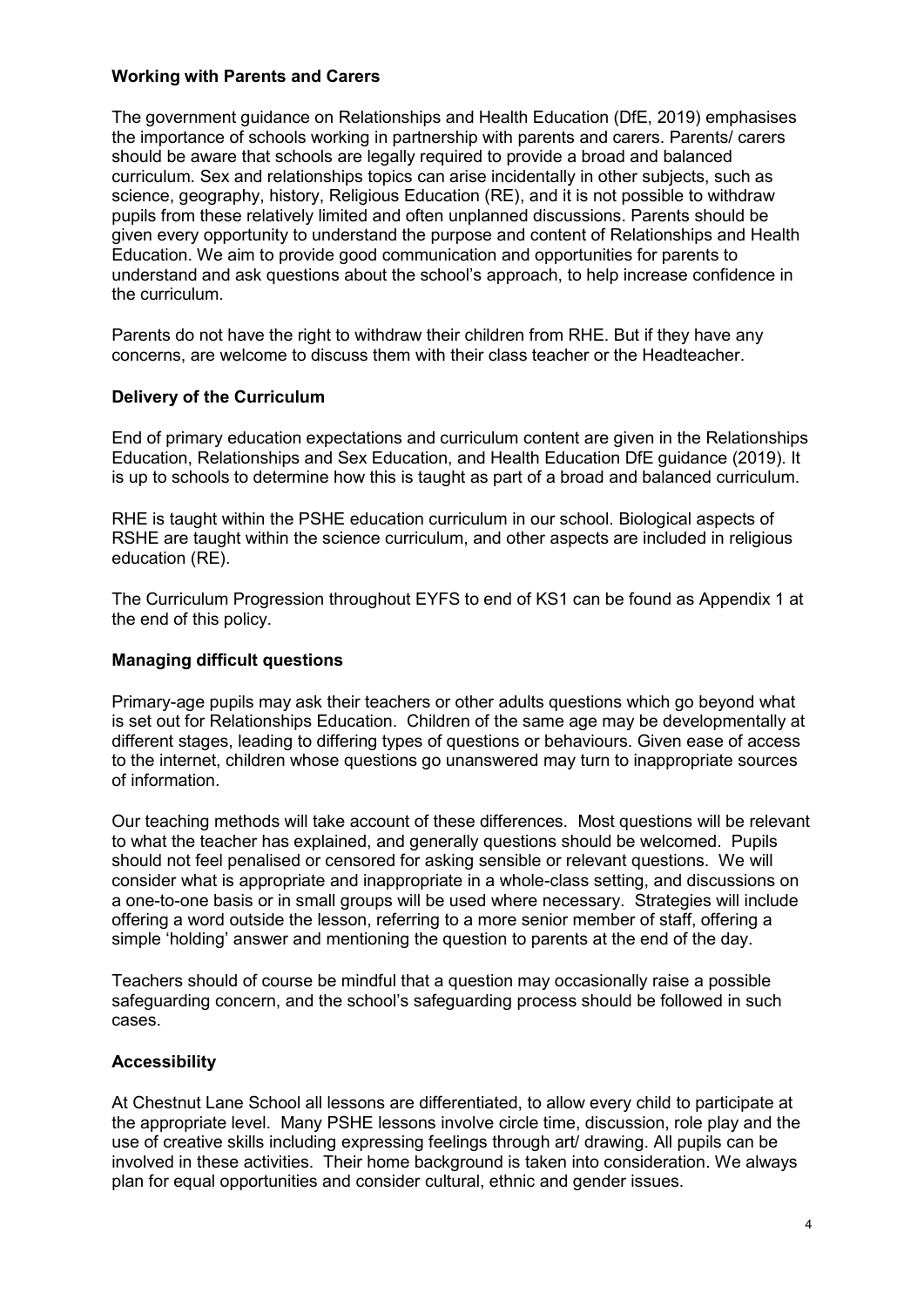**Working with Parents and Carers**

The government guidance on Relationships and Health Education (DfE, 2019) emphasises the importance of schools working in partnership with parents and carers. Parents/ carers should be aware that schools are legally required to provide a broad and balanced curriculum. Sex and relationships topics can arise incidentally in other subjects, such as science, geography, history, Religious Education (RE), and it is not possible to withdraw pupils from these relatively limited and often unplanned discussions. Parents should be given every opportunity to understand the purpose and content of Relationships and Health Education. We aim to provide good communication and opportunities for parents to understand and ask questions about the school's approach, to help increase confidence in the curriculum.

Parents do not have the right to withdraw their children from RHE. But if they have any concerns, are welcome to discuss them with their class teacher or the Headteacher.

**Delivery of the Curriculum**

End of primary education expectations and curriculum content are given in the Relationships Education, Relationships and Sex Education, and Health Education DfE guidance (2019). It is up to schools to determine how this is taught as part of a broad and balanced curriculum.

RHE is taught within the PSHE education curriculum in our school. Biological aspects of RSHE are taught within the science curriculum, and other aspects are included in religious education (RE).

The Curriculum Progression throughout EYFS to end of KS1 can be found as Appendix 1 at the end of this policy.

**Managing difficult questions**

Primary-age pupils may ask their teachers or other adults questions which go beyond what is set out for Relationships Education. Children of the same age may be developmentally at different stages, leading to differing types of questions or behaviours. Given ease of access to the internet, children whose questions go unanswered may turn to inappropriate sources of information.

Our teaching methods will take account of these differences. Most questions will be relevant to what the teacher has explained, and generally questions should be welcomed. Pupils should not feel penalised or censored for asking sensible or relevant questions. We will consider what is appropriate and inappropriate in a whole-class setting, and discussions on a one-to-one basis or in small groups will be used where necessary. Strategies will include offering a word outside the lesson, referring to a more senior member of staff, offering a simple 'holding' answer and mentioning the question to parents at the end of the day.

Teachers should of course be mindful that a question may occasionally raise a possible safeguarding concern, and the school's safeguarding process should be followed in such cases.

**Accessibility**

At Chestnut Lane School all lessons are differentiated, to allow every child to participate at the appropriate level. Many PSHE lessons involve circle time, discussion, role play and the use of creative skills including expressing feelings through art/ drawing. All pupils can be involved in these activities. Their home background is taken into consideration. We always plan for equal opportunities and consider cultural, ethnic and gender issues.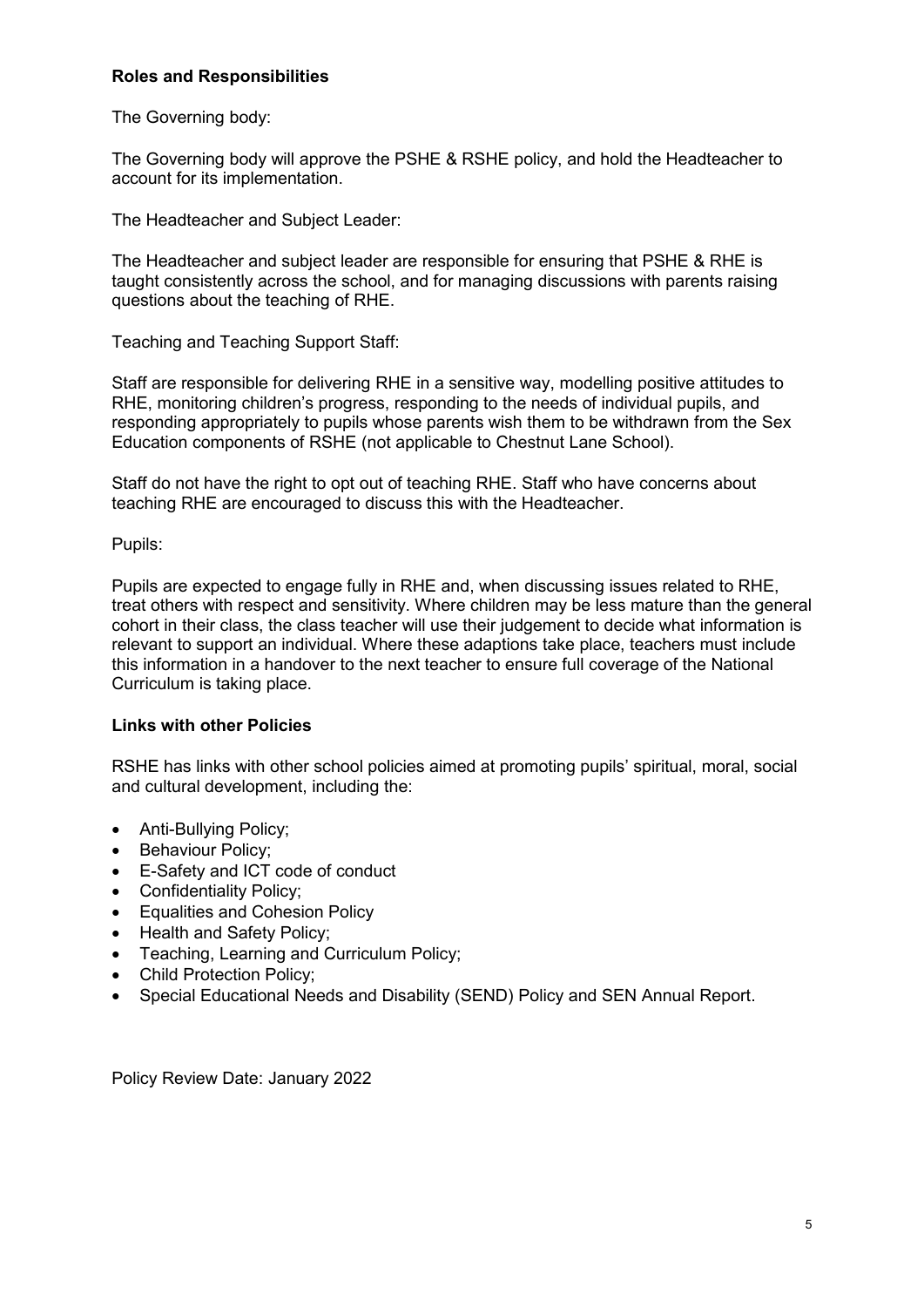## Roles and Responsibilities

The Governing body:

The Governing body will approve the PSHE & RSHE policy, and hold the Headteacher to account for its implementation.

The Headteacher and Subject Leader:

The Headteacher and subject leader are responsible for ensuring that PSHE & RHE is taught consistently across the school, and for managing discussions with parents raising questions about the teaching of RHE.

Teaching and Teaching Support Staff:

Staff are responsible for delivering RHE in a sensitive way, modelling positive attitudes to RHE, monitoring children's progress, responding to the needs of individual pupils, and responding appropriately to pupils whose parents wish them to be withdrawn from the Sex Education components of RSHE (not applicable to Chestnut Lane School).

Staff do not have the right to opt out of teaching RHE. Staff who have concerns about teaching RHE are encouraged to discuss this with the Headteacher.

Pupils:

Pupils are expected to engage fully in RHE and, when discussing issues related to RHE, treat others with respect and sensitivity. Where children may be less mature than the general cohort in their class, the class teacher will use their judgement to decide what information is relevant to support an individual. Where these adaptions take place, teachers must include this information in a handover to the next teacher to ensure full coverage of the National Curriculum is taking place.

## Links with other Policies

RSHE has links with other school policies aimed at promoting pupils' spiritual, moral, social and cultural development, including the:

- Anti-Bullying Policy;
- Behaviour Policy;
- E-Safety and ICT code of conduct
- Confidentiality Policy;
- Equalities and Cohesion Policy
- Health and Safety Policy;
- Teaching, Learning and Curriculum Policy;
- Child Protection Policy;
- Special Educational Needs and Disability (SEND) Policy and SEN Annual Report.

Policy Review Date: January 2022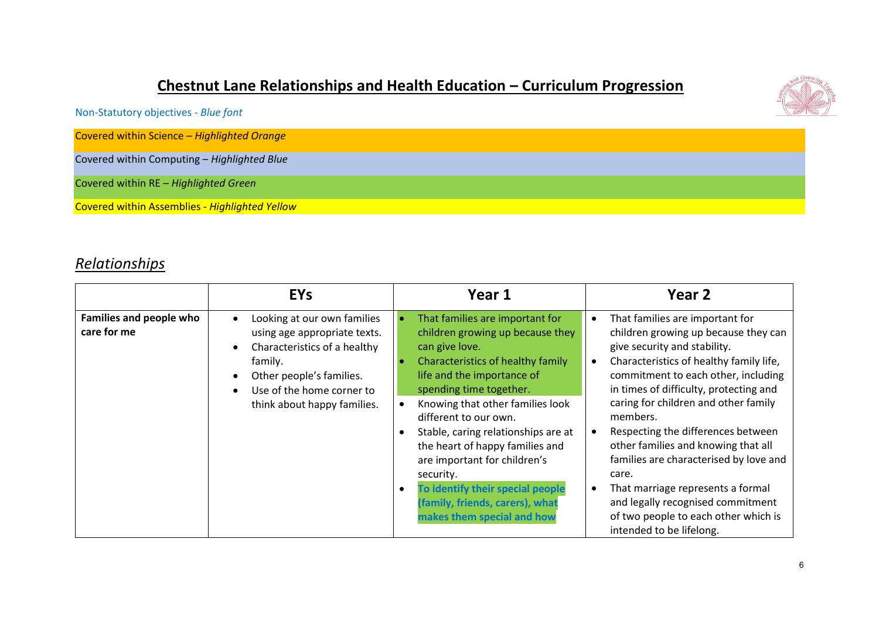## Chestnut Lane Relationships and Health Education – Curriculum Progression

Non-Statutory objectives - *Blue font*

Covered within Science – *Highlighted Orange*

Covered within Computing – *Highlighted Blue*

Covered within RE – *Highlighted Green*

Covered within Assemblies - *Highlighted Yellow*

## *Relationships*

| | EYs | Year 1 | Year 2 |
|---|---|---|---|
| **Families and people who care for me** | • Looking at our own families using age appropriate texts.<br>• Characteristics of a healthy family.<br>• Other people's families.<br>• Use of the home corner to think about happy families. | • That families are important for children growing up because they can give love.<br>• Characteristics of healthy family life and the importance of spending time together.<br>• Knowing that other families look different to our own.<br>• Stable, caring relationships are at the heart of happy families and are important for children's security.<br>• **To identify their special people (family, friends, carers), what makes them special and how** | • That families are important for children growing up because they can give security and stability.<br>• Characteristics of healthy family life, commitment to each other, including in times of difficulty, protecting and caring for children and other family members.<br>• Respecting the differences between other families and knowing that all families are characterised by love and care.<br>• That marriage represents a formal and legally recognised commitment of two people to each other which is intended to be lifelong. |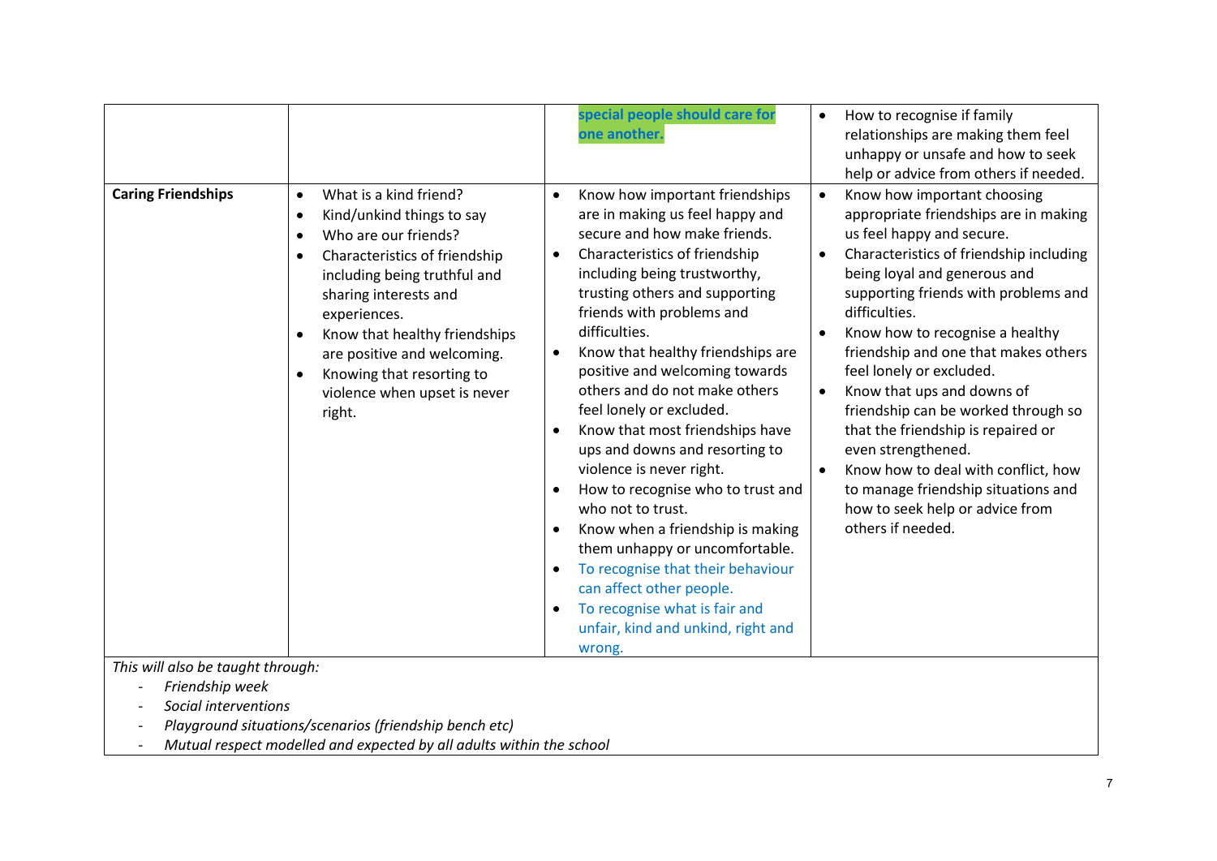| | | | |
|---|---|---|---|
| | | **special people should care for one another.** | • How to recognise if family relationships are making them feel unhappy or unsafe and how to seek help or advice from others if needed. |
| **Caring Friendships** | • What is a kind friend?<br>• Kind/unkind things to say<br>• Who are our friends?<br>• Characteristics of friendship including being truthful and sharing interests and experiences.<br>• Know that healthy friendships are positive and welcoming.<br>• Knowing that resorting to violence when upset is never right. | • Know how important friendships are in making us feel happy and secure and how make friends.<br>• Characteristics of friendship including being trustworthy, trusting others and supporting friends with problems and difficulties.<br>• Know that healthy friendships are positive and welcoming towards others and do not make others feel lonely or excluded.<br>• Know that most friendships have ups and downs and resorting to violence is never right.<br>• How to recognise who to trust and who not to trust.<br>• Know when a friendship is making them unhappy or uncomfortable.<br>• To recognise that their behaviour can affect other people.<br>• To recognise what is fair and unfair, kind and unkind, right and wrong. | • Know how important choosing appropriate friendships are in making us feel happy and secure.<br>• Characteristics of friendship including being loyal and generous and supporting friends with problems and difficulties.<br>• Know how to recognise a healthy friendship and one that makes others feel lonely or excluded.<br>• Know that ups and downs of friendship can be worked through so that the friendship is repaired or even strengthened.<br>• Know how to deal with conflict, how to manage friendship situations and how to seek help or advice from others if needed. |

*This will also be taught through:*

- *Friendship week*
- *Social interventions*
- *Playground situations/scenarios (friendship bench etc)*
- *Mutual respect modelled and expected by all adults within the school*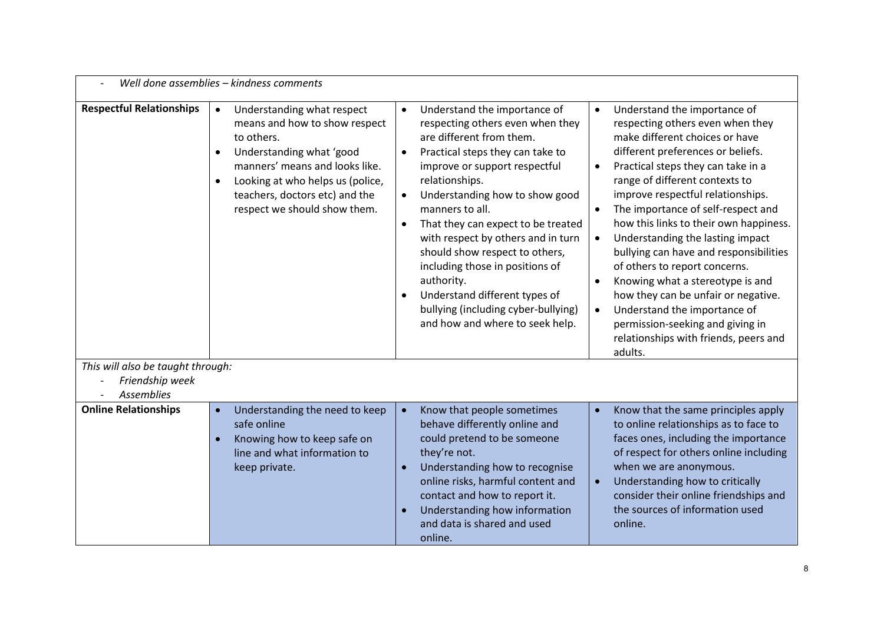| | | | |
|---|---|---|---|
| - *Well done assemblies – kindness comments* | | | |
| **Respectful Relationships** | • Understanding what respect means and how to show respect to others.<br>• Understanding what 'good manners' means and looks like.<br>• Looking at who helps us (police, teachers, doctors etc) and the respect we should show them. | • Understand the importance of respecting others even when they are different from them.<br>• Practical steps they can take to improve or support respectful relationships.<br>• Understanding how to show good manners to all.<br>• That they can expect to be treated with respect by others and in turn should show respect to others, including those in positions of authority.<br>• Understand different types of bullying (including cyber-bullying) and how and where to seek help. | • Understand the importance of respecting others even when they make different choices or have different preferences or beliefs.<br>• Practical steps they can take in a range of different contexts to improve respectful relationships.<br>• The importance of self-respect and how this links to their own happiness.<br>• Understanding the lasting impact bullying can have and responsibilities of others to report concerns.<br>• Knowing what a stereotype is and how they can be unfair or negative.<br>• Understand the importance of permission-seeking and giving in relationships with friends, peers and adults. |
| *This will also be taught through:*<br>- *Friendship week*<br>- *Assemblies* | | | |
| **Online Relationships** | • Understanding the need to keep safe online<br>• Knowing how to keep safe on line and what information to keep private. | • Know that people sometimes behave differently online and could pretend to be someone they're not.<br>• Understanding how to recognise online risks, harmful content and contact and how to report it.<br>• Understanding how information and data is shared and used online. | • Know that the same principles apply to online relationships as to face to faces ones, including the importance of respect for others online including when we are anonymous.<br>• Understanding how to critically consider their online friendships and the sources of information used online. |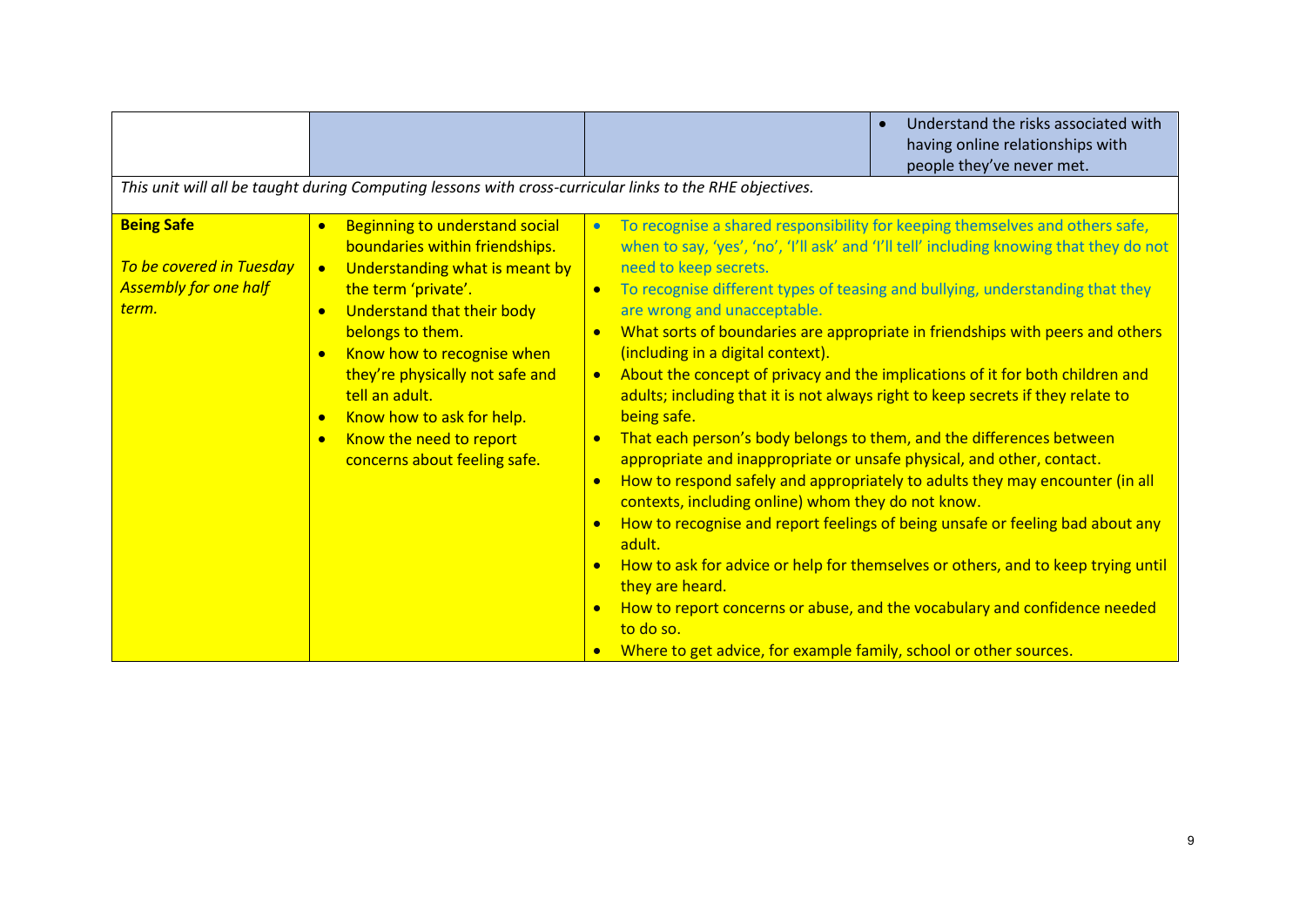| | | | |
|---|---|---|---|
| | | | • Understand the risks associated with having online relationships with people they've never met. |
| *This unit will all be taught during Computing lessons with cross-curricular links to the RHE objectives.* | | | |
| **Being Safe**<br><br>*To be covered in Tuesday Assembly for one half term.* | • Beginning to understand social boundaries within friendships.<br>• Understanding what is meant by the term 'private'.<br>• Understand that their body belongs to them.<br>• Know how to recognise when they're physically not safe and tell an adult.<br>• Know how to ask for help.<br>• Know the need to report concerns about feeling safe. | • To recognise a shared responsibility for keeping themselves and others safe, when to say, 'yes', 'no', 'I'll ask' and 'I'll tell' including knowing that they do not need to keep secrets.<br>• To recognise different types of teasing and bullying, understanding that they are wrong and unacceptable.<br>• What sorts of boundaries are appropriate in friendships with peers and others (including in a digital context).<br>• About the concept of privacy and the implications of it for both children and adults; including that it is not always right to keep secrets if they relate to being safe.<br>• That each person's body belongs to them, and the differences between appropriate and inappropriate or unsafe physical, and other, contact.<br>• How to respond safely and appropriately to adults they may encounter (in all contexts, including online) whom they do not know.<br>• How to recognise and report feelings of being unsafe or feeling bad about any adult.<br>• How to ask for advice or help for themselves or others, and to keep trying until they are heard.<br>• How to report concerns or abuse, and the vocabulary and confidence needed to do so.<br>• Where to get advice, for example family, school or other sources. | |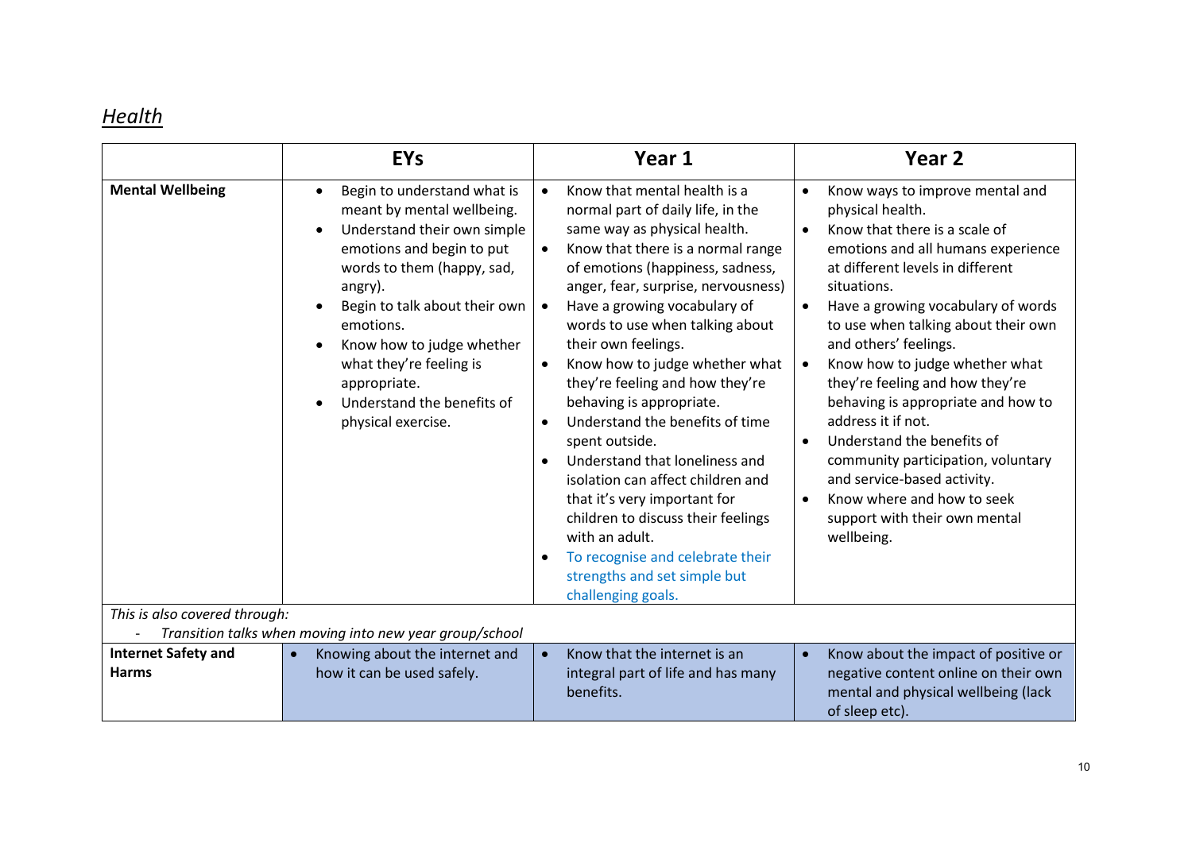## *Health*

| | EYs | Year 1 | Year 2 |
|---|---|---|---|
| **Mental Wellbeing** | • Begin to understand what is meant by mental wellbeing.<br>• Understand their own simple emotions and begin to put words to them (happy, sad, angry).<br>• Begin to talk about their own emotions.<br>• Know how to judge whether what they're feeling is appropriate.<br>• Understand the benefits of physical exercise. | • Know that mental health is a normal part of daily life, in the same way as physical health.<br>• Know that there is a normal range of emotions (happiness, sadness, anger, fear, surprise, nervousness)<br>• Have a growing vocabulary of words to use when talking about their own feelings.<br>• Know how to judge whether what they're feeling and how they're behaving is appropriate.<br>• Understand the benefits of time spent outside.<br>• Understand that loneliness and isolation can affect children and that it's very important for children to discuss their feelings with an adult.<br>• To recognise and celebrate their strengths and set simple but challenging goals. | • Know ways to improve mental and physical health.<br>• Know that there is a scale of emotions and all humans experience at different levels in different situations.<br>• Have a growing vocabulary of words to use when talking about their own and others' feelings.<br>• Know how to judge whether what they're feeling and how they're behaving is appropriate and how to address it if not.<br>• Understand the benefits of community participation, voluntary and service-based activity.<br>• Know where and how to seek support with their own mental wellbeing. |
| *This is also covered through:*<br>- *Transition talks when moving into new year group/school* | | | |
| **Internet Safety and Harms** | • Knowing about the internet and how it can be used safely. | • Know that the internet is an integral part of life and has many benefits. | • Know about the impact of positive or negative content online on their own mental and physical wellbeing (lack of sleep etc). |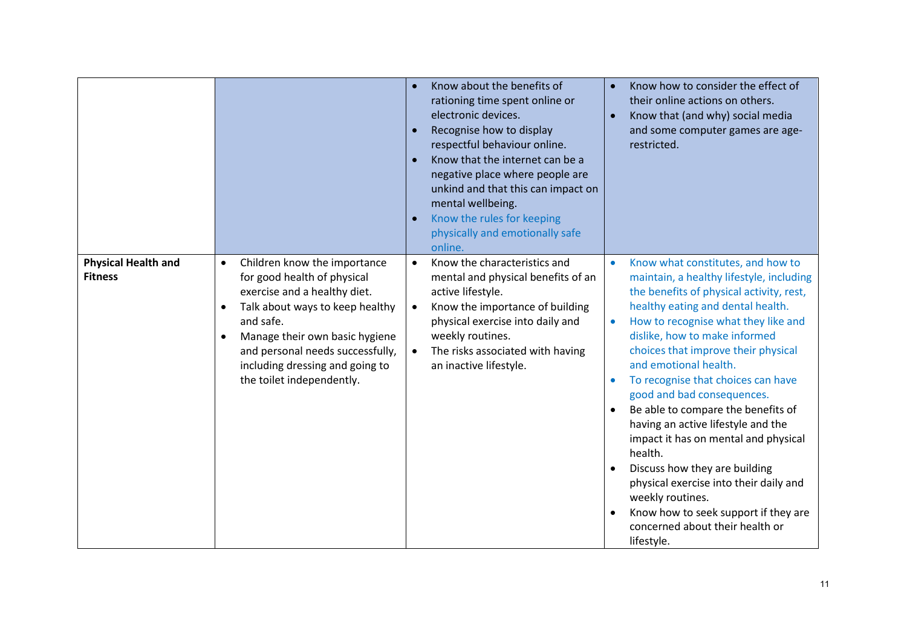| | | | |
|---|---|---|---|
| | | • Know about the benefits of rationing time spent online or electronic devices.<br>• Recognise how to display respectful behaviour online.<br>• Know that the internet can be a negative place where people are unkind and that this can impact on mental wellbeing.<br>• Know the rules for keeping physically and emotionally safe online. | • Know how to consider the effect of their online actions on others.<br>• Know that (and why) social media and some computer games are age-restricted. |
| **Physical Health and Fitness** | • Children know the importance for good health of physical exercise and a healthy diet.<br>• Talk about ways to keep healthy and safe.<br>• Manage their own basic hygiene and personal needs successfully, including dressing and going to the toilet independently. | • Know the characteristics and mental and physical benefits of an active lifestyle.<br>• Know the importance of building physical exercise into daily and weekly routines.<br>• The risks associated with having an inactive lifestyle. | • Know what constitutes, and how to maintain, a healthy lifestyle, including the benefits of physical activity, rest, healthy eating and dental health.<br>• How to recognise what they like and dislike, how to make informed choices that improve their physical and emotional health.<br>• To recognise that choices can have good and bad consequences.<br>• Be able to compare the benefits of having an active lifestyle and the impact it has on mental and physical health.<br>• Discuss how they are building physical exercise into their daily and weekly routines.<br>• Know how to seek support if they are concerned about their health or lifestyle. |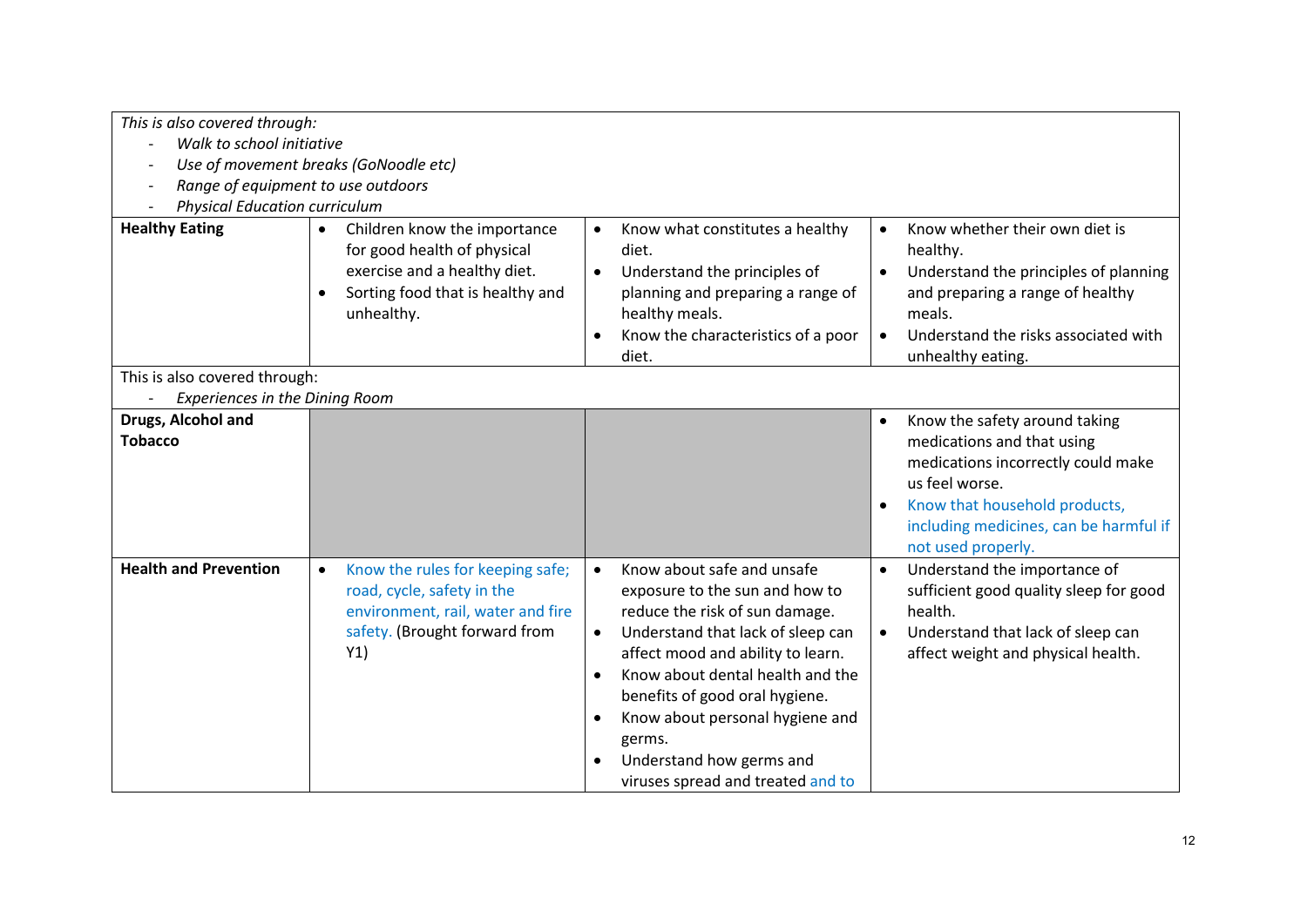| | | | |
|---|---|---|---|
| *This is also covered through:*<br>- *Walk to school initiative*<br>- *Use of movement breaks (GoNoodle etc)*<br>- *Range of equipment to use outdoors*<br>- *Physical Education curriculum* | | | |
| **Healthy Eating** | • Children know the importance for good health of physical exercise and a healthy diet.<br>• Sorting food that is healthy and unhealthy. | • Know what constitutes a healthy diet.<br>• Understand the principles of planning and preparing a range of healthy meals.<br>• Know the characteristics of a poor diet. | • Know whether their own diet is healthy.<br>• Understand the principles of planning and preparing a range of healthy meals.<br>• Understand the risks associated with unhealthy eating. |
| This is also covered through:<br>- *Experiences in the Dining Room* | | | |
| **Drugs, Alcohol and Tobacco** | | | • Know the safety around taking medications and that using medications incorrectly could make us feel worse.<br>• Know that household products, including medicines, can be harmful if not used properly. |
| **Health and Prevention** | • Know the rules for keeping safe; road, cycle, safety in the environment, rail, water and fire safety. (Brought forward from Y1) | • Know about safe and unsafe exposure to the sun and how to reduce the risk of sun damage.<br>• Understand that lack of sleep can affect mood and ability to learn.<br>• Know about dental health and the benefits of good oral hygiene.<br>• Know about personal hygiene and germs.<br>• Understand how germs and viruses spread and treated and to | • Understand the importance of sufficient good quality sleep for good health.<br>• Understand that lack of sleep can affect weight and physical health. |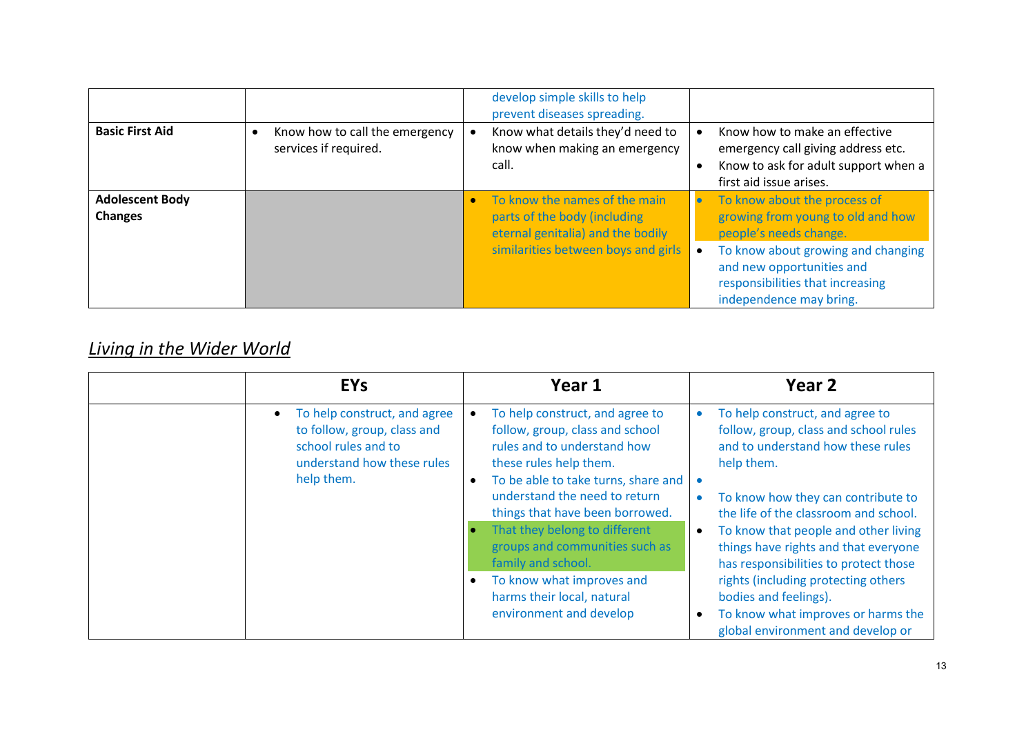| | | | |
|---|---|---|---|
| | | develop simple skills to help prevent diseases spreading. | |
| **Basic First Aid** | • Know how to call the emergency services if required. | • Know what details they'd need to know when making an emergency call. | • Know how to make an effective emergency call giving address etc.<br>• Know to ask for adult support when a first aid issue arises. |
| **Adolescent Body Changes** | | • To know the names of the main parts of the body (including eternal genitalia) and the bodily similarities between boys and girls | • To know about the process of growing from young to old and how people's needs change.<br>• To know about growing and changing and new opportunities and responsibilities that increasing independence may bring. |

## *Living in the Wider World*

| | EYs | Year 1 | Year 2 |
|---|---|---|---|
| | • To help construct, and agree to follow, group, class and school rules and to understand how these rules help them. | • To help construct, and agree to follow, group, class and school rules and to understand how these rules help them.<br>• To be able to take turns, share and understand the need to return things that have been borrowed.<br>• That they belong to different groups and communities such as family and school.<br>• To know what improves and harms their local, natural environment and develop | • To help construct, and agree to follow, group, class and school rules and to understand how these rules help them.<br>•<br>• To know how they can contribute to the life of the classroom and school.<br>• To know that people and other living things have rights and that everyone has responsibilities to protect those rights (including protecting others bodies and feelings).<br>• To know what improves or harms the global environment and develop or |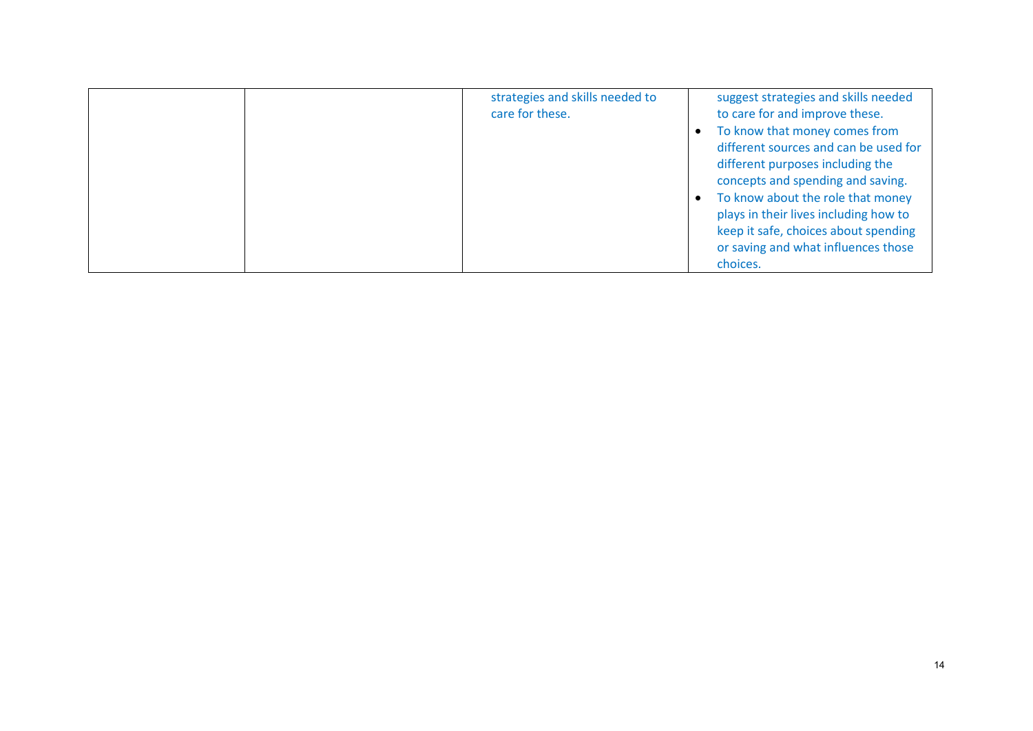| | | | |
|---|---|---|---|
| | | strategies and skills needed to care for these. | suggest strategies and skills needed to care for and improve these.<br>• To know that money comes from different sources and can be used for different purposes including the concepts and spending and saving.<br>• To know about the role that money plays in their lives including how to keep it safe, choices about spending or saving and what influences those choices. |